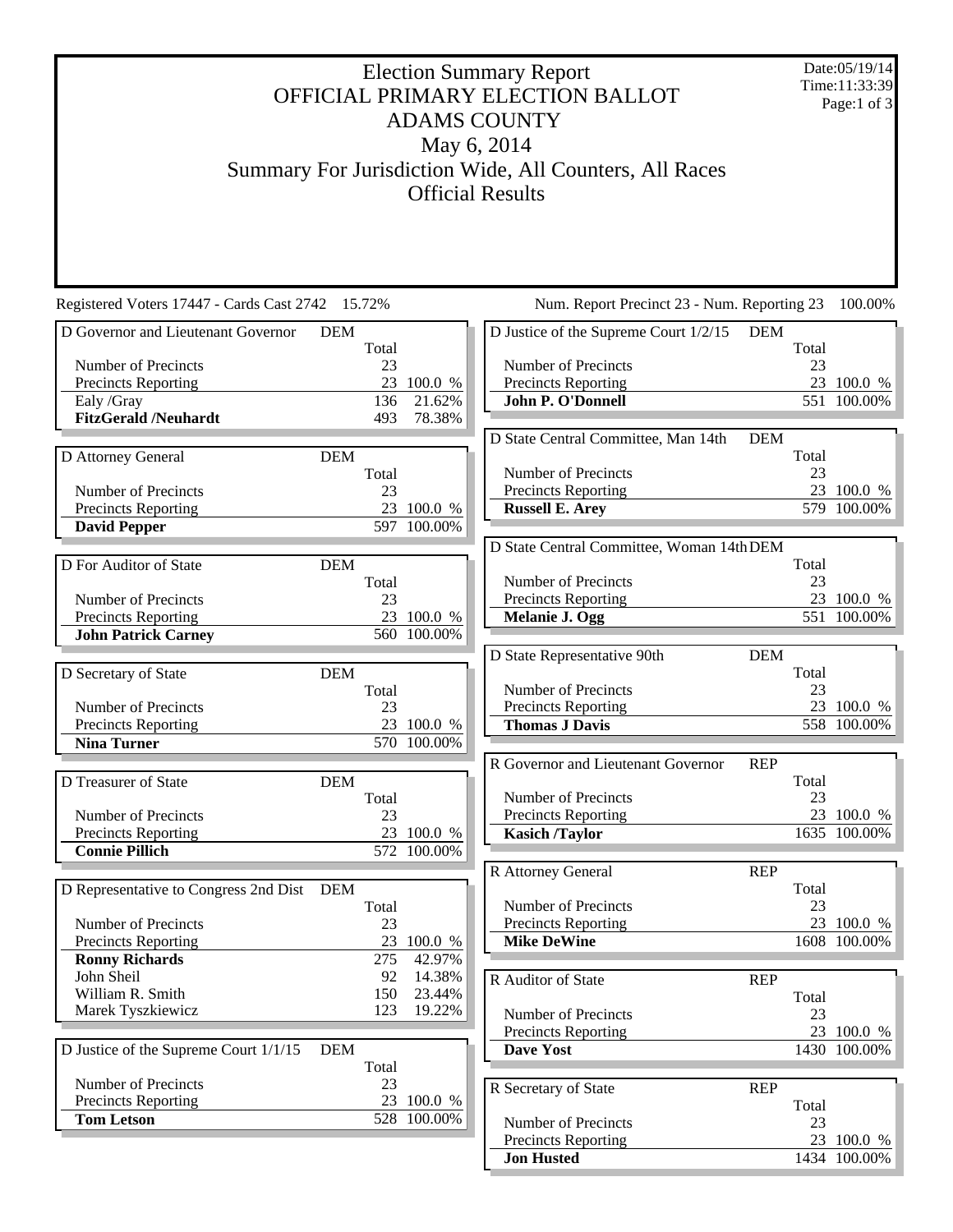# Election Summary Report
## OFFICIAL PRIMARY ELECTION BALLOT
## ADAMS COUNTY
### May 6, 2014
### Summary For Jurisdiction Wide, All Counters, All Races
### Official Results

Date:05/19/14
Time:11:33:39

Registered Voters 17447 - Cards Cast 2742 15.72%

Num. Report Precinct 23 - Num. Reporting 23 100.00%

**D Governor and Lieutenant Governor** — DEM

| | Total | |
|---|---|---|
| Number of Precincts | 23 | |
| Precincts Reporting | 23 | 100.0 % |
| Ealy /Gray | 136 | 21.62% |
| **FitzGerald /Neuhardt** | 493 | 78.38% |

**D Attorney General** — DEM

| | Total | |
|---|---|---|
| Number of Precincts | 23 | |
| Precincts Reporting | 23 | 100.0 % |
| **David Pepper** | 597 | 100.00% |

**D For Auditor of State** — DEM

| | Total | |
|---|---|---|
| Number of Precincts | 23 | |
| Precincts Reporting | 23 | 100.0 % |
| **John Patrick Carney** | 560 | 100.00% |

**D Secretary of State** — DEM

| | Total | |
|---|---|---|
| Number of Precincts | 23 | |
| Precincts Reporting | 23 | 100.0 % |
| **Nina Turner** | 570 | 100.00% |

**D Treasurer of State** — DEM

| | Total | |
|---|---|---|
| Number of Precincts | 23 | |
| Precincts Reporting | 23 | 100.0 % |
| **Connie Pillich** | 572 | 100.00% |

**D Representative to Congress 2nd Dist** — DEM

| | Total | |
|---|---|---|
| Number of Precincts | 23 | |
| Precincts Reporting | 23 | 100.0 % |
| **Ronny Richards** | 275 | 42.97% |
| John Sheil | 92 | 14.38% |
| William R. Smith | 150 | 23.44% |
| Marek Tyszkiewicz | 123 | 19.22% |

**D Justice of the Supreme Court 1/1/15** — DEM

| | Total | |
|---|---|---|
| Number of Precincts | 23 | |
| Precincts Reporting | 23 | 100.0 % |
| **Tom Letson** | 528 | 100.00% |

**D Justice of the Supreme Court 1/2/15** — DEM

| | Total | |
|---|---|---|
| Number of Precincts | 23 | |
| Precincts Reporting | 23 | 100.0 % |
| **John P. O'Donnell** | 551 | 100.00% |

**D State Central Committee, Man 14th** — DEM

| | Total | |
|---|---|---|
| Number of Precincts | 23 | |
| Precincts Reporting | 23 | 100.0 % |
| **Russell E. Arey** | 579 | 100.00% |

**D State Central Committee, Woman 14th** — DEM

| | Total | |
|---|---|---|
| Number of Precincts | 23 | |
| Precincts Reporting | 23 | 100.0 % |
| **Melanie J. Ogg** | 551 | 100.00% |

**D State Representative 90th** — DEM

| | Total | |
|---|---|---|
| Number of Precincts | 23 | |
| Precincts Reporting | 23 | 100.0 % |
| **Thomas J Davis** | 558 | 100.00% |

**R Governor and Lieutenant Governor** — REP

| | Total | |
|---|---|---|
| Number of Precincts | 23 | |
| Precincts Reporting | 23 | 100.0 % |
| **Kasich /Taylor** | 1635 | 100.00% |

**R Attorney General** — REP

| | Total | |
|---|---|---|
| Number of Precincts | 23 | |
| Precincts Reporting | 23 | 100.0 % |
| **Mike DeWine** | 1608 | 100.00% |

**R Auditor of State** — REP

| | Total | |
|---|---|---|
| Number of Precincts | 23 | |
| Precincts Reporting | 23 | 100.0 % |
| **Dave Yost** | 1430 | 100.00% |

**R Secretary of State** — REP

| | Total | |
|---|---|---|
| Number of Precincts | 23 | |
| Precincts Reporting | 23 | 100.0 % |
| **Jon Husted** | 1434 | 100.00% |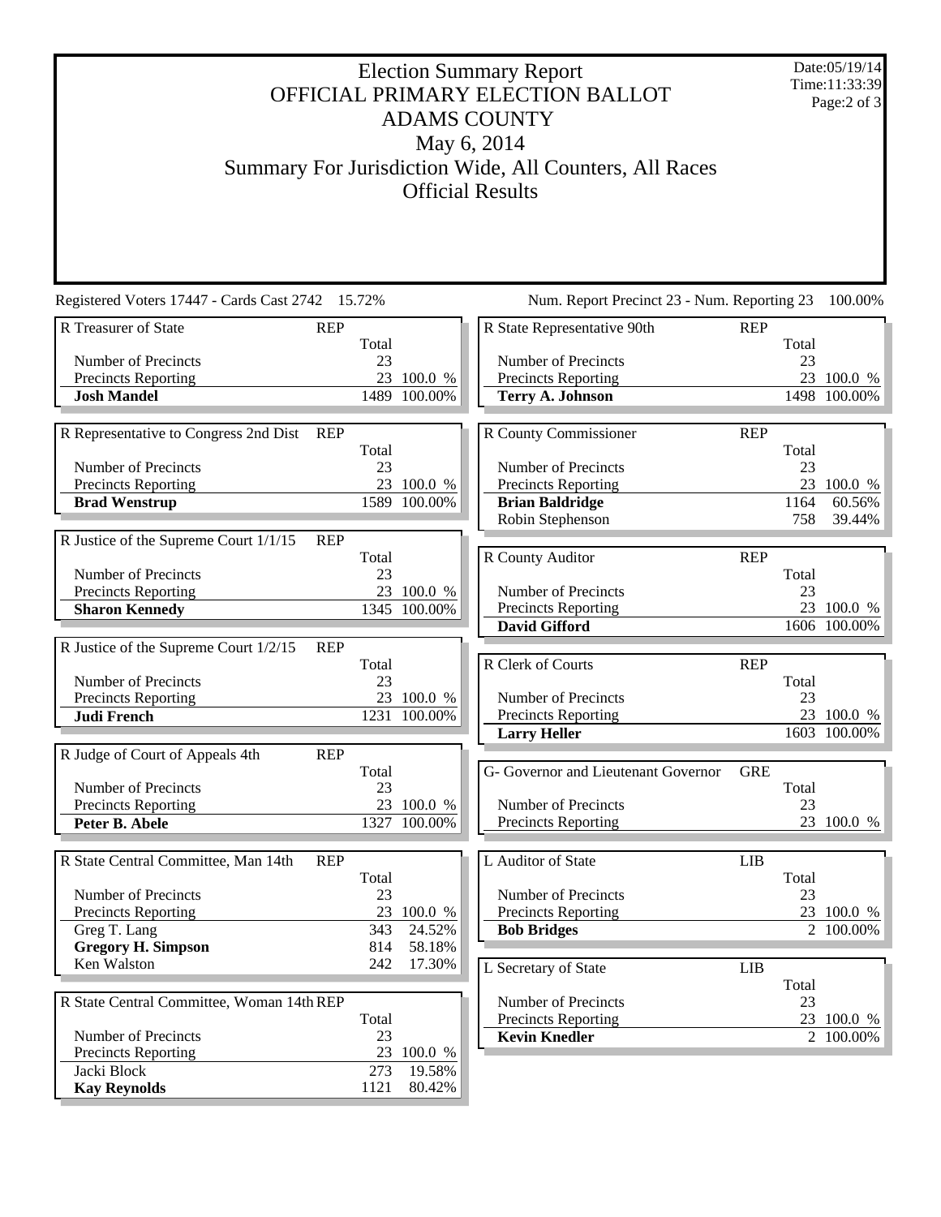# Election Summary Report

## OFFICIAL PRIMARY ELECTION BALLOT

## ADAMS COUNTY

May 6, 2014

Summary For Jurisdiction Wide, All Counters, All Races

Official Results

Date:05/19/14
Time:11:33:39

Registered Voters 17447 - Cards Cast 2742 15.72%

Num. Report Precinct 23 - Num. Reporting 23 100.00%

| R Treasurer of State | REP | |
|---|---|---|
| | Total | |
| Number of Precincts | 23 | |
| Precincts Reporting | 23 | 100.0 % |
| **Josh Mandel** | 1489 | 100.00% |

| R Representative to Congress 2nd Dist | REP | |
|---|---|---|
| | Total | |
| Number of Precincts | 23 | |
| Precincts Reporting | 23 | 100.0 % |
| **Brad Wenstrup** | 1589 | 100.00% |

| R Justice of the Supreme Court 1/1/15 | REP | |
|---|---|---|
| | Total | |
| Number of Precincts | 23 | |
| Precincts Reporting | 23 | 100.0 % |
| **Sharon Kennedy** | 1345 | 100.00% |

| R Justice of the Supreme Court 1/2/15 | REP | |
|---|---|---|
| | Total | |
| Number of Precincts | 23 | |
| Precincts Reporting | 23 | 100.0 % |
| **Judi French** | 1231 | 100.00% |

| R Judge of Court of Appeals 4th | REP | |
|---|---|---|
| | Total | |
| Number of Precincts | 23 | |
| Precincts Reporting | 23 | 100.0 % |
| **Peter B. Abele** | 1327 | 100.00% |

| R State Central Committee, Man 14th | REP | |
|---|---|---|
| | Total | |
| Number of Precincts | 23 | |
| Precincts Reporting | 23 | 100.0 % |
| Greg T. Lang | 343 | 24.52% |
| **Gregory H. Simpson** | 814 | 58.18% |
| Ken Walston | 242 | 17.30% |

| R State Central Committee, Woman 14th | REP | |
|---|---|---|
| | Total | |
| Number of Precincts | 23 | |
| Precincts Reporting | 23 | 100.0 % |
| Jacki Block | 273 | 19.58% |
| **Kay Reynolds** | 1121 | 80.42% |

| R State Representative 90th | REP | |
|---|---|---|
| | Total | |
| Number of Precincts | 23 | |
| Precincts Reporting | 23 | 100.0 % |
| **Terry A. Johnson** | 1498 | 100.00% |

| R County Commissioner | REP | |
|---|---|---|
| | Total | |
| Number of Precincts | 23 | |
| Precincts Reporting | 23 | 100.0 % |
| **Brian Baldridge** | 1164 | 60.56% |
| Robin Stephenson | 758 | 39.44% |

| R County Auditor | REP | |
|---|---|---|
| | Total | |
| Number of Precincts | 23 | |
| Precincts Reporting | 23 | 100.0 % |
| **David Gifford** | 1606 | 100.00% |

| R Clerk of Courts | REP | |
|---|---|---|
| | Total | |
| Number of Precincts | 23 | |
| Precincts Reporting | 23 | 100.0 % |
| **Larry Heller** | 1603 | 100.00% |

| G- Governor and Lieutenant Governor | GRE | |
|---|---|---|
| | Total | |
| Number of Precincts | 23 | |
| Precincts Reporting | 23 | 100.0 % |

| L Auditor of State | LIB | |
|---|---|---|
| | Total | |
| Number of Precincts | 23 | |
| Precincts Reporting | 23 | 100.0 % |
| **Bob Bridges** | 2 | 100.00% |

| L Secretary of State | LIB | |
|---|---|---|
| | Total | |
| Number of Precincts | 23 | |
| Precincts Reporting | 23 | 100.0 % |
| **Kevin Knedler** | 2 | 100.00% |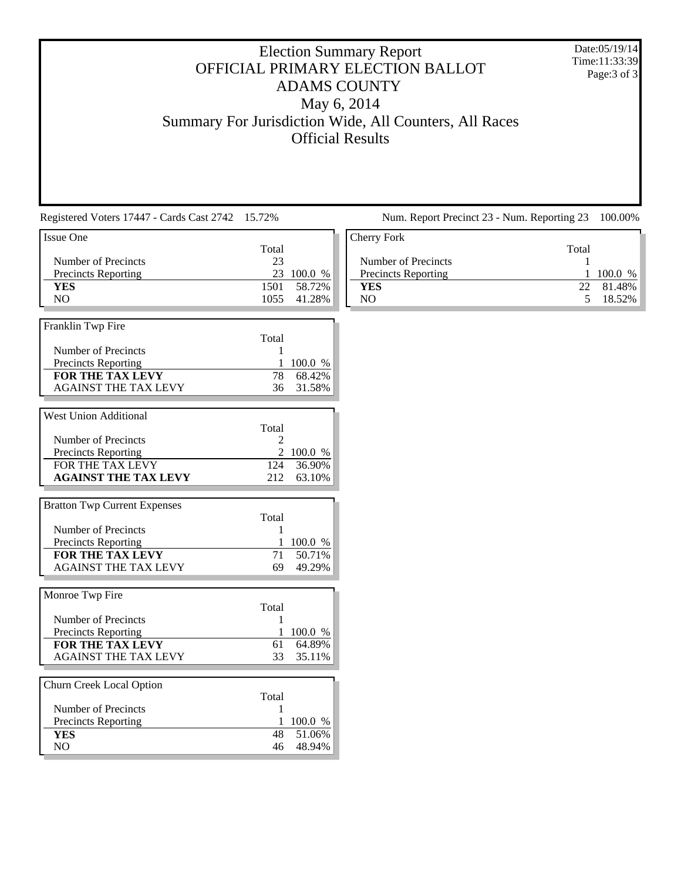# Election Summary Report

## OFFICIAL PRIMARY ELECTION BALLOT

## ADAMS COUNTY

## May 6, 2014

## Summary For Jurisdiction Wide, All Counters, All Races

## Official Results

Date:05/19/14
Time:11:33:39

Registered Voters 17447 - Cards Cast 2742 15.72%

Num. Report Precinct 23 - Num. Reporting 23 100.00%

| Issue One | Total | |
|---|---|---|
| Number of Precincts | 23 | |
| Precincts Reporting | 23 | 100.0 % |
| **YES** | 1501 | 58.72% |
| NO | 1055 | 41.28% |

| Franklin Twp Fire | Total | |
|---|---|---|
| Number of Precincts | 1 | |
| Precincts Reporting | 1 | 100.0 % |
| **FOR THE TAX LEVY** | 78 | 68.42% |
| AGAINST THE TAX LEVY | 36 | 31.58% |

| West Union Additional | Total | |
|---|---|---|
| Number of Precincts | 2 | |
| Precincts Reporting | 2 | 100.0 % |
| FOR THE TAX LEVY | 124 | 36.90% |
| **AGAINST THE TAX LEVY** | 212 | 63.10% |

| Bratton Twp Current Expenses | Total | |
|---|---|---|
| Number of Precincts | 1 | |
| Precincts Reporting | 1 | 100.0 % |
| **FOR THE TAX LEVY** | 71 | 50.71% |
| AGAINST THE TAX LEVY | 69 | 49.29% |

| Monroe Twp Fire | Total | |
|---|---|---|
| Number of Precincts | 1 | |
| Precincts Reporting | 1 | 100.0 % |
| **FOR THE TAX LEVY** | 61 | 64.89% |
| AGAINST THE TAX LEVY | 33 | 35.11% |

| Churn Creek Local Option | Total | |
|---|---|---|
| Number of Precincts | 1 | |
| Precincts Reporting | 1 | 100.0 % |
| **YES** | 48 | 51.06% |
| NO | 46 | 48.94% |

| Cherry Fork | Total | |
|---|---|---|
| Number of Precincts | 1 | |
| Precincts Reporting | 1 | 100.0 % |
| **YES** | 22 | 81.48% |
| NO | 5 | 18.52% |